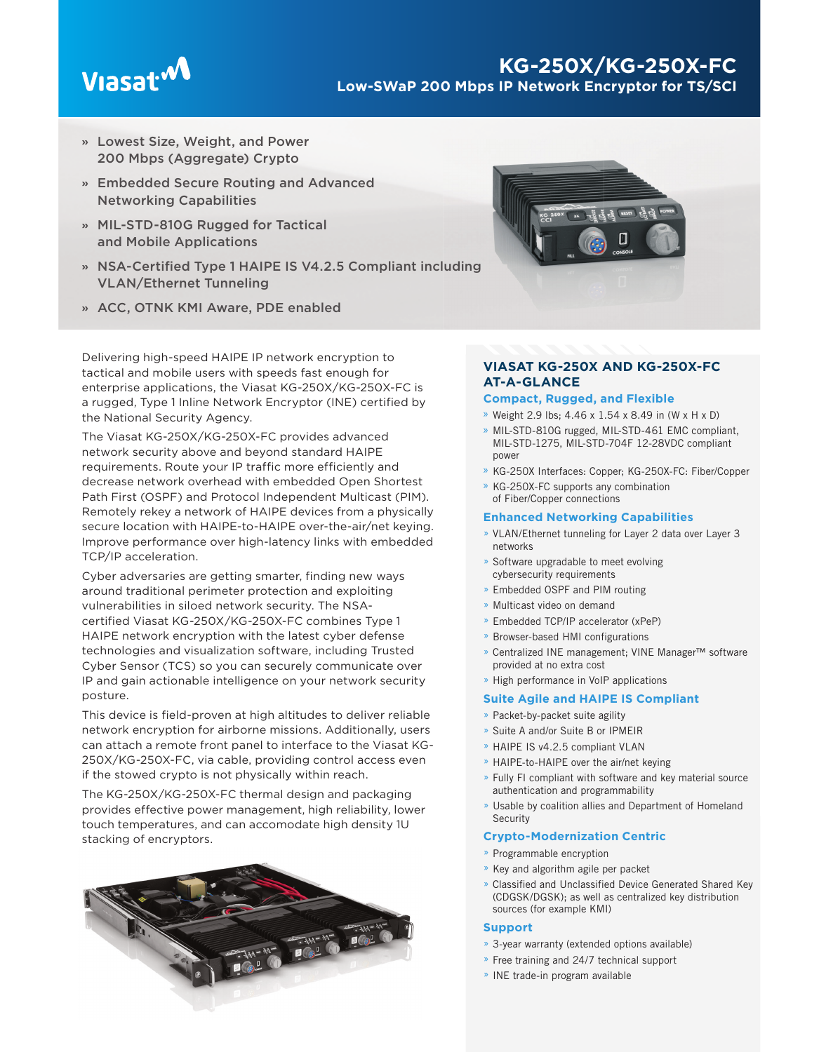Viasat

# KG-250X/KG-250X-FC

## Low-SWaP 200 Mbps IP Network Encryptor for TS/SCI

- Lowest Size, Weight, and Power 200 Mbps (Aggregate) Crypto
- Embedded Secure Routing and Advanced Networking Capabilities
- MIL-STD-810G Rugged for Tactical and Mobile Applications
- NSA-Certified Type 1 HAIPE IS V4.2.5 Compliant including VLAN/Ethernet Tunneling
- ACC, OTNK KMI Aware, PDE enabled

Delivering high-speed HAIPE IP network encryption to tactical and mobile users with speeds fast enough for enterprise applications, the Viasat KG-250X/KG-250X-FC is a rugged, Type 1 Inline Network Encryptor (INE) certified by the National Security Agency.

The Viasat KG-250X/KG-250X-FC provides advanced network security above and beyond standard HAIPE requirements. Route your IP traffic more efficiently and decrease network overhead with embedded Open Shortest Path First (OSPF) and Protocol Independent Multicast (PIM). Remotely rekey a network of HAIPE devices from a physically secure location with HAIPE-to-HAIPE over-the-air/net keying. Improve performance over high-latency links with embedded TCP/IP acceleration.

Cyber adversaries are getting smarter, finding new ways around traditional perimeter protection and exploiting vulnerabilities in siloed network security. The NSA-certified Viasat KG-250X/KG-250X-FC combines Type 1 HAIPE network encryption with the latest cyber defense technologies and visualization software, including Trusted Cyber Sensor (TCS) so you can securely communicate over IP and gain actionable intelligence on your network security posture.

This device is field-proven at high altitudes to deliver reliable network encryption for airborne missions. Additionally, users can attach a remote front panel to interface to the Viasat KG-250X/KG-250X-FC, via cable, providing control access even if the stowed crypto is not physically within reach.

The KG-250X/KG-250X-FC thermal design and packaging provides effective power management, high reliability, lower touch temperatures, and can accomodate high density 1U stacking of encryptors.

## VIASAT KG-250X AND KG-250X-FC AT-A-GLANCE

### Compact, Rugged, and Flexible

- Weight 2.9 lbs; 4.46 x 1.54 x 8.49 in (W x H x D)
- MIL-STD-810G rugged, MIL-STD-461 EMC compliant, MIL-STD-1275, MIL-STD-704F 12-28VDC compliant power
- KG-250X Interfaces: Copper; KG-250X-FC: Fiber/Copper
- KG-250X-FC supports any combination of Fiber/Copper connections

### Enhanced Networking Capabilities

- VLAN/Ethernet tunneling for Layer 2 data over Layer 3 networks
- Software upgradable to meet evolving cybersecurity requirements
- Embedded OSPF and PIM routing
- Multicast video on demand
- Embedded TCP/IP accelerator (xPeP)
- Browser-based HMI configurations
- Centralized INE management; VINE Manager™ software provided at no extra cost
- High performance in VoIP applications

### Suite Agile and HAIPE IS Compliant

- Packet-by-packet suite agility
- Suite A and/or Suite B or IPMEIR
- HAIPE IS v4.2.5 compliant VLAN
- HAIPE-to-HAIPE over the air/net keying
- Fully FI compliant with software and key material source authentication and programmability
- Usable by coalition allies and Department of Homeland Security

### Crypto-Modernization Centric

- Programmable encryption
- Key and algorithm agile per packet
- Classified and Unclassified Device Generated Shared Key (CDGSK/DGSK); as well as centralized key distribution sources (for example KMI)

### Support

- 3-year warranty (extended options available)
- Free training and 24/7 technical support
- INE trade-in program available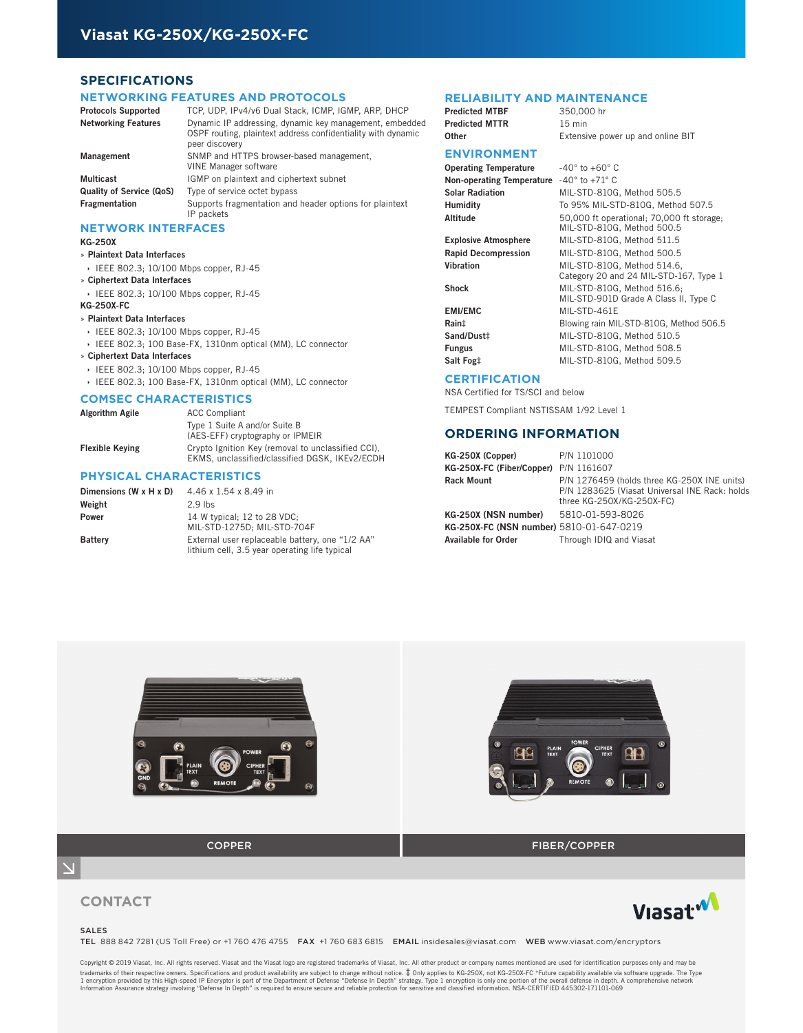# Viasat KG-250X/KG-250X-FC

## SPECIFICATIONS

### NETWORKING FEATURES AND PROTOCOLS

| | |
|---|---|
| **Protocols Supported** | TCP, UDP, IPv4/v6 Dual Stack, ICMP, IGMP, ARP, DHCP |
| **Networking Features** | Dynamic IP addressing, dynamic key management, embedded OSPF routing, plaintext address confidentiality with dynamic peer discovery |
| **Management** | SNMP and HTTPS browser-based management, VINE Manager software |
| **Multicast** | IGMP on plaintext and ciphertext subnet |
| **Quality of Service (QoS)** | Type of service octet bypass |
| **Fragmentation** | Supports fragmentation and header options for plaintext IP packets |

### NETWORK INTERFACES

**KG-250X**

- **Plaintext Data Interfaces**
  - IEEE 802.3; 10/100 Mbps copper, RJ-45
- **Ciphertext Data Interfaces**
  - IEEE 802.3; 10/100 Mbps copper, RJ-45

**KG-250X-FC**

- **Plaintext Data Interfaces**
  - IEEE 802.3; 10/100 Mbps copper, RJ-45
  - IEEE 802.3; 100 Base-FX, 1310nm optical (MM), LC connector
- **Ciphertext Data Interfaces**
  - IEEE 802.3; 10/100 Mbps copper, RJ-45
  - IEEE 802.3; 100 Base-FX, 1310nm optical (MM), LC connector

### COMSEC CHARACTERISTICS

| | |
|---|---|
| **Algorithm Agile** | ACC Compliant<br>Type 1 Suite A and/or Suite B (AES-EFF) cryptography or IPMEIR |
| **Flexible Keying** | Crypto Ignition Key (removal to unclassified CCI), EKMS, unclassified/classified DGSK, IKEv2/ECDH |

### PHYSICAL CHARACTERISTICS

| | |
|---|---|
| **Dimensions (W x H x D)** | 4.46 x 1.54 x 8.49 in |
| **Weight** | 2.9 lbs |
| **Power** | 14 W typical; 12 to 28 VDC; MIL-STD-1275D; MIL-STD-704F |
| **Battery** | External user replaceable battery, one "1/2 AA" lithium cell, 3.5 year operating life typical |

### RELIABILITY AND MAINTENANCE

| | |
|---|---|
| **Predicted MTBF** | 350,000 hr |
| **Predicted MTTR** | 15 min |
| **Other** | Extensive power up and online BIT |

### ENVIRONMENT

| | |
|---|---|
| **Operating Temperature** | -40° to +60° C |
| **Non-operating Temperature** | -40° to +71° C |
| **Solar Radiation** | MIL-STD-810G, Method 505.5 |
| **Humidity** | To 95% MIL-STD-810G, Method 507.5 |
| **Altitude** | 50,000 ft operational; 70,000 ft storage; MIL-STD-810G, Method 500.5 |
| **Explosive Atmosphere** | MIL-STD-810G, Method 511.5 |
| **Rapid Decompression** | MIL-STD-810G, Method 500.5 |
| **Vibration** | MIL-STD-810G, Method 514.6, Category 20 and 24 MIL-STD-167, Type 1 |
| **Shock** | MIL-STD-810G, Method 516.6; MIL-STD-901D Grade A Class II, Type C |
| **EMI/EMC** | MIL-STD-461E |
| **Rain‡** | Blowing rain MIL-STD-810G, Method 506.5 |
| **Sand/Dust‡** | MIL-STD-810G, Method 510.5 |
| **Fungus** | MIL-STD-810G, Method 508.5 |
| **Salt Fog‡** | MIL-STD-810G, Method 509.5 |

### CERTIFICATION

NSA Certified for TS/SCI and below

TEMPEST Compliant NSTISSAM 1/92 Level 1

## ORDERING INFORMATION

| | |
|---|---|
| **KG-250X (Copper)** | P/N 1101000 |
| **KG-250X-FC (Fiber/Copper)** | P/N 1161607 |
| **Rack Mount** | P/N 1276459 (holds three KG-250X INE units)<br>P/N 1283625 (Viasat Universal INE Rack: holds three KG-250X/KG-250X-FC) |
| **KG-250X (NSN number)** | 5810-01-593-8026 |
| **KG-250X-FC (NSN number)** | 5810-01-647-0219 |
| **Available for Order** | Through IDIQ and Viasat |

COPPER

FIBER/COPPER

## CONTACT

**SALES**

**TEL** 888 842 7281 (US Toll Free) or +1 760 476 4755 **FAX** +1 760 683 6815 **EMAIL** insidesales@viasat.com **WEB** www.viasat.com/encryptors

Copyright © 2019 Viasat, Inc. All rights reserved. Viasat and the Viasat logo are registered trademarks of Viasat, Inc. All other product or company names mentioned are used for identification purposes only and may be trademarks of their respective owners. Specifications and product availability are subject to change without notice. ‡ Only applies to KG-250X, not KG-250X-FC *Future capability available via software upgrade. The Type 1 encryption provided by this High-speed IP Encryptor is part of the Department of Defense "Defense In Depth" strategy. Type 1 encryption is only one portion of the overall defense in depth. A comprehensive network Information Assurance strategy involving "Defense In Depth" is required to ensure secure and reliable protection for sensitive and classified information. NSA-CERTIFIED 445302-171101-069